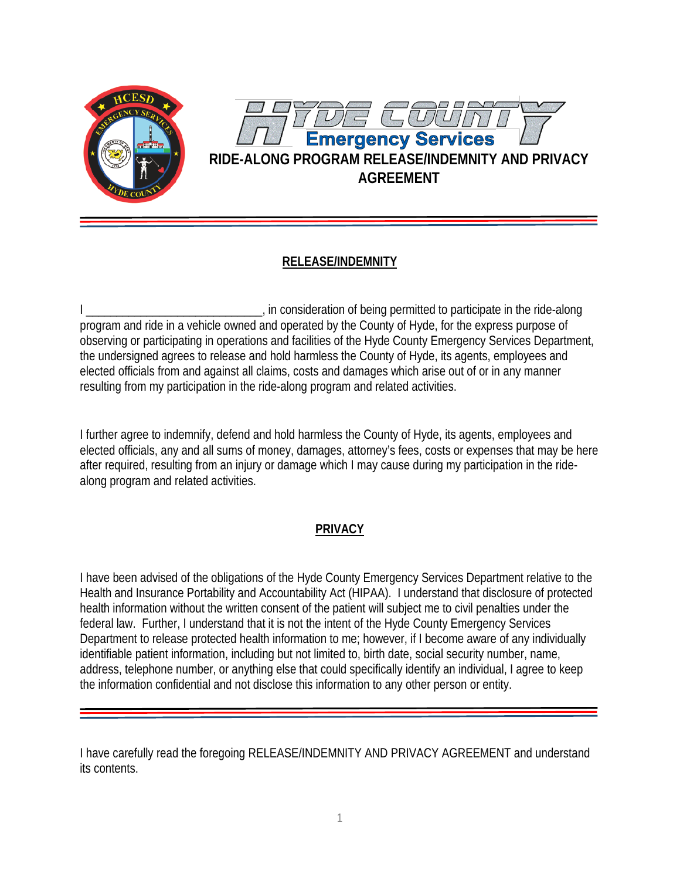# Hyde County Emergency Services

## RIDE-ALONG PROGRAM RELEASE/INDEMNITY AND PRIVACY AGREEMENT

### RELEASE/INDEMNITY

I ____________________________, in consideration of being permitted to participate in the ride-along program and ride in a vehicle owned and operated by the County of Hyde, for the express purpose of observing or participating in operations and facilities of the Hyde County Emergency Services Department, the undersigned agrees to release and hold harmless the County of Hyde, its agents, employees and elected officials from and against all claims, costs and damages which arise out of or in any manner resulting from my participation in the ride-along program and related activities.

I further agree to indemnify, defend and hold harmless the County of Hyde, its agents, employees and elected officials, any and all sums of money, damages, attorney's fees, costs or expenses that may be here after required, resulting from an injury or damage which I may cause during my participation in the ride-along program and related activities.

### PRIVACY

I have been advised of the obligations of the Hyde County Emergency Services Department relative to the Health and Insurance Portability and Accountability Act (HIPAA). I understand that disclosure of protected health information without the written consent of the patient will subject me to civil penalties under the federal law. Further, I understand that it is not the intent of the Hyde County Emergency Services Department to release protected health information to me; however, if I become aware of any individually identifiable patient information, including but not limited to, birth date, social security number, name, address, telephone number, or anything else that could specifically identify an individual, I agree to keep the information confidential and not disclose this information to any other person or entity.

I have carefully read the foregoing RELEASE/INDEMNITY AND PRIVACY AGREEMENT and understand its contents.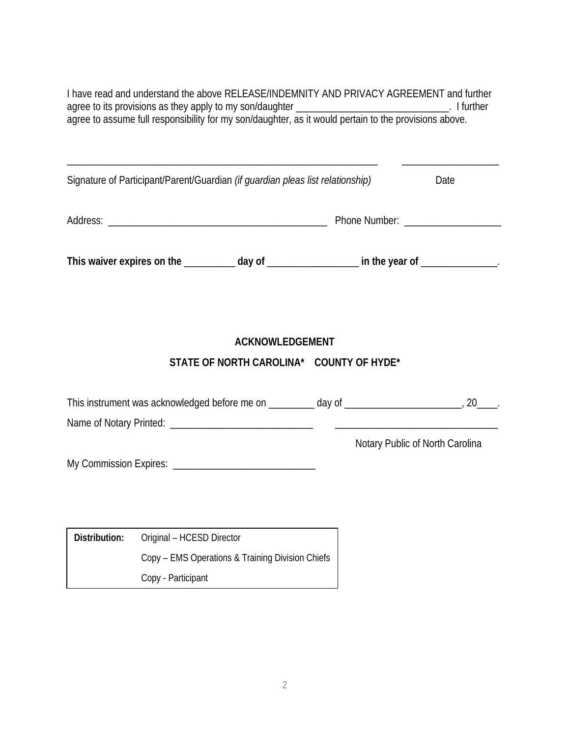I have read and understand the above RELEASE/INDEMNITY AND PRIVACY AGREEMENT and further agree to its provisions as they apply to my son/daughter ______________________________. I further agree to assume full responsibility for my son/daughter, as it would pertain to the provisions above.

_______________________________________________________________ ___________________

Signature of Participant/Parent/Guardian *(if guardian pleas list relationship)* Date

Address: ____________________________________________ Phone Number: ___________________

**This waiver expires on the __________ day of __________________ in the year of _______________.**

## ACKNOWLEDGEMENT

### STATE OF NORTH CAROLINA* COUNTY OF HYDE*

This instrument was acknowledged before me on _________ day of _______________________, 20____.

Name of Notary Printed: ____________________________ ________________________________

Notary Public of North Carolina

My Commission Expires: ____________________________

| | |
|---|---|
| **Distribution:** | Original – HCESD Director |
| | Copy – EMS Operations & Training Division Chiefs |
| | Copy - Participant |